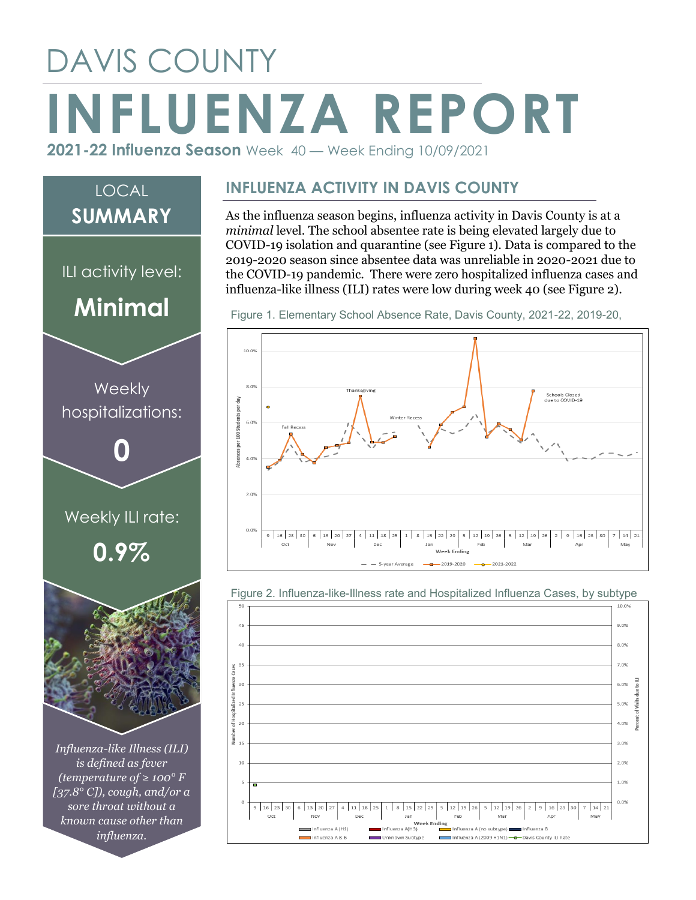# DAVIS COUNTY

# INFLUENZA REPORT

**2021-22 Influenza Season** Week 40 — Week Ending 10/09/2021

## LOCAL SUMMARY

ILI activity level:

**Minimal**

Weekly hospitalizations:

**0**

Weekly ILI rate:

**0.9%**

*Influenza-like Illness (ILI) is defined as fever (temperature of ≥ 100° F [37.8° C]), cough, and/or a sore throat without a known cause other than influenza.*

## INFLUENZA ACTIVITY IN DAVIS COUNTY

As the influenza season begins, influenza activity in Davis County is at a *minimal* level. The school absentee rate is being elevated largely due to COVID-19 isolation and quarantine (see Figure 1). Data is compared to the 2019-2020 season since absentee data was unreliable in 2020-2021 due to the COVID-19 pandemic. There were zero hospitalized influenza cases and influenza-like illness (ILI) rates were low during week 40 (see Figure 2).

Figure 1. Elementary School Absence Rate, Davis County, 2021-22, 2019-20,

Figure 2. Influenza-like-Illness rate and Hospitalized Influenza Cases, by subtype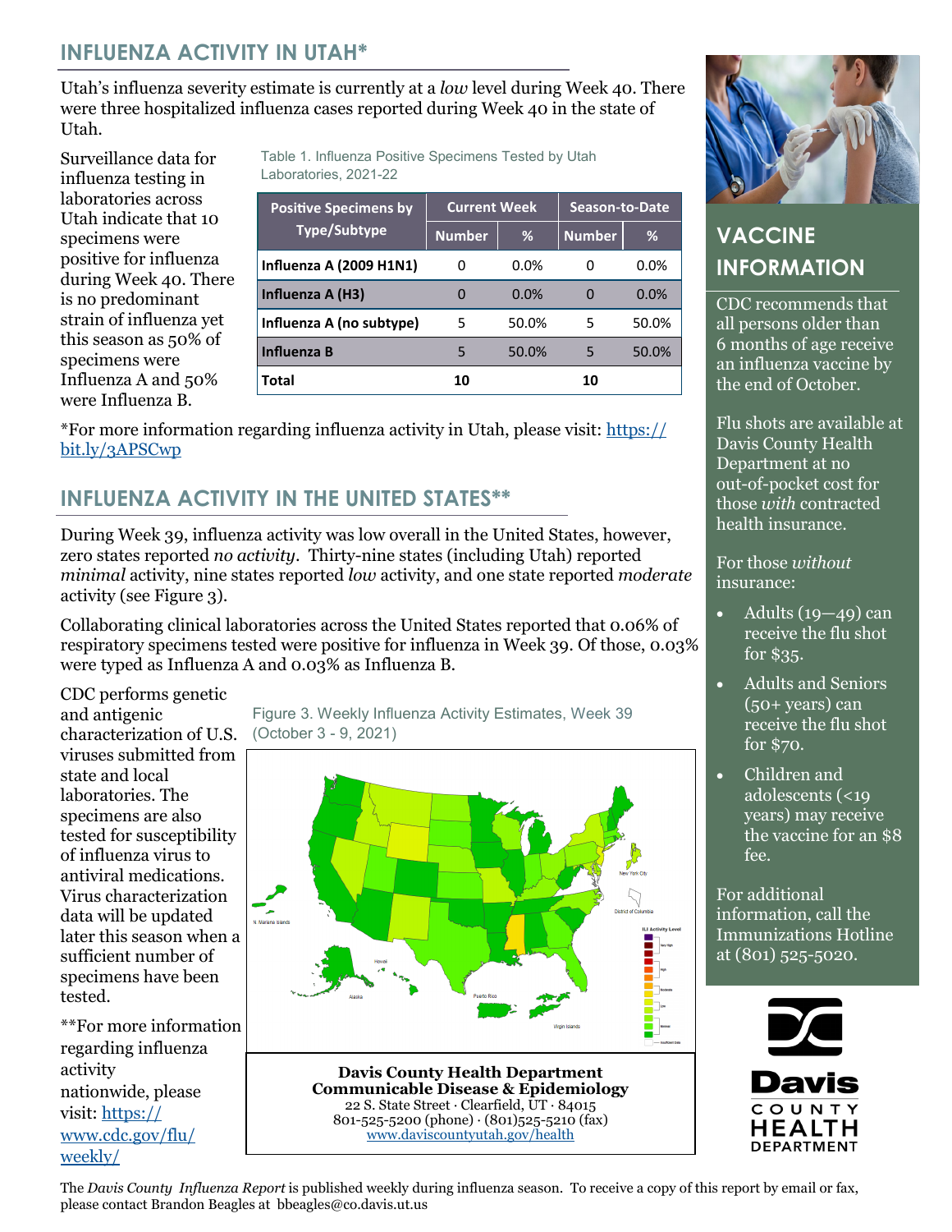## INFLUENZA ACTIVITY IN UTAH*

Utah's influenza severity estimate is currently at a *low* level during Week 40. There were three hospitalized influenza cases reported during Week 40 in the state of Utah.

Surveillance data for influenza testing in laboratories across Utah indicate that 10 specimens were positive for influenza during Week 40. There is no predominant strain of influenza yet this season as 50% of specimens were Influenza A and 50% were Influenza B.

Table 1. Influenza Positive Specimens Tested by Utah Laboratories, 2021-22

| Positive Specimens by Type/Subtype | Current Week | | Season-to-Date | |
|---|---|---|---|---|
| | Number | % | Number | % |
| **Influenza A (2009 H1N1)** | 0 | 0.0% | 0 | 0.0% |
| **Influenza A (H3)** | 0 | 0.0% | 0 | 0.0% |
| **Influenza A (no subtype)** | 5 | 50.0% | 5 | 50.0% |
| **Influenza B** | 5 | 50.0% | 5 | 50.0% |
| **Total** | **10** | | **10** | |

*For more information regarding influenza activity in Utah, please visit: https://bit.ly/3APSCwp

## INFLUENZA ACTIVITY IN THE UNITED STATES**

During Week 39, influenza activity was low overall in the United States, however, zero states reported *no activity*. Thirty-nine states (including Utah) reported *minimal* activity, nine states reported *low* activity, and one state reported *moderate* activity (see Figure 3).

Collaborating clinical laboratories across the United States reported that 0.06% of respiratory specimens tested were positive for influenza in Week 39. Of those, 0.03% were typed as Influenza A and 0.03% as Influenza B.

CDC performs genetic and antigenic characterization of U.S. viruses submitted from state and local laboratories. The specimens are also tested for susceptibility of influenza virus to antiviral medications. Virus characterization data will be updated later this season when a sufficient number of specimens have been tested.

**For more information regarding influenza activity nationwide, please visit: https://www.cdc.gov/flu/weekly/

Figure 3. Weekly Influenza Activity Estimates, Week 39 (October 3 - 9, 2021)

## VACCINE INFORMATION

CDC recommends that all persons older than 6 months of age receive an influenza vaccine by the end of October.

Flu shots are available at Davis County Health Department at no out-of-pocket cost for those *with* contracted health insurance.

For those *without* insurance:

- Adults (19—49) can receive the flu shot for $35.
- Adults and Seniors (50+ years) can receive the flu shot for $70.
- Children and adolescents (<19 years) may receive the vaccine for an $8 fee.

For additional information, call the Immunizations Hotline at (801) 525-5020.

**Davis County Health Department**
**Communicable Disease & Epidemiology**
22 S. State Street · Clearfield, UT · 84015
801-525-5200 (phone) · (801)525-5210 (fax)
www.daviscountyutah.gov/health

The *Davis County Influenza Report* is published weekly during influenza season. To receive a copy of this report by email or fax, please contact Brandon Beagles at bbeagles@co.davis.ut.us